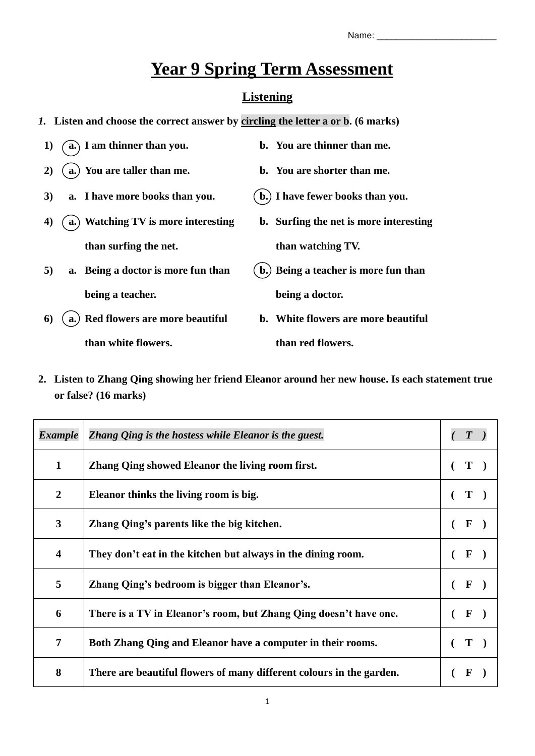Name: ________________________

# Year 9 Spring Term Assessment

## Listening

1. **Listen and choose the correct answer by circling the letter a or b. (6 marks)**

1) (a.) I am thinner than you. b. You are thinner than me.
2) (a.) You are taller than me. b. You are shorter than me.
3) a. I have more books than you. (b.) I have fewer books than you.
4) (a.) Watching TV is more interesting than surfing the net. b. Surfing the net is more interesting than watching TV.
5) a. Being a doctor is more fun than being a teacher. (b.) Being a teacher is more fun than being a doctor.
6) (a.) Red flowers are more beautiful than white flowers. b. White flowers are more beautiful than red flowers.

2. **Listen to Zhang Qing showing her friend Eleanor around her new house. Is each statement true or false? (16 marks)**

| *Example* | *Zhang Qing is the hostess while Eleanor is the guest.* | *( T )* |
|---|---|---|
| 1 | Zhang Qing showed Eleanor the living room first. | ( T ) |
| 2 | Eleanor thinks the living room is big. | ( T ) |
| 3 | Zhang Qing's parents like the big kitchen. | ( F ) |
| 4 | They don't eat in the kitchen but always in the dining room. | ( F ) |
| 5 | Zhang Qing's bedroom is bigger than Eleanor's. | ( F ) |
| 6 | There is a TV in Eleanor's room, but Zhang Qing doesn't have one. | ( F ) |
| 7 | Both Zhang Qing and Eleanor have a computer in their rooms. | ( T ) |
| 8 | There are beautiful flowers of many different colours in the garden. | ( F ) |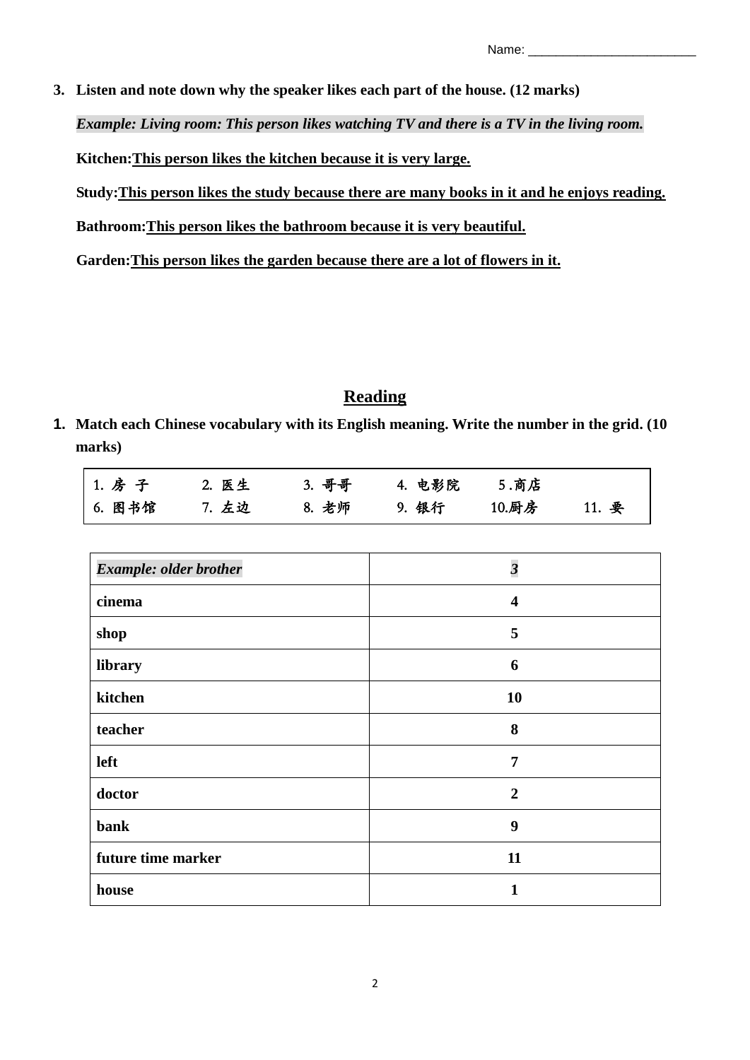Name: ________________________

3. **Listen and note down why the speaker likes each part of the house. (12 marks)**

***Example: Living room: This person likes watching TV and there is a TV in the living room.***

**Kitchen:** **This person likes the kitchen because it is very large.**

**Study:** **This person likes the study because there are many books in it and he enjoys reading.**

**Bathroom:** **This person likes the bathroom because it is very beautiful.**

**Garden:** **This person likes the garden because there are a lot of flowers in it.**

## Reading

1. **Match each Chinese vocabulary with its English meaning. Write the number in the grid. (10 marks)**

| | | | | | |
|---|---|---|---|---|---|
| 1. 房 子 | 2. 医生 | 3. 哥哥 | 4. 电影院 | 5 .商店 | |
| 6. 图书馆 | 7. 左边 | 8. 老师 | 9. 银行 | 10.厨房 | 11. 要 |

| ***Example: older brother*** | ***3*** |
|---|---|
| **cinema** | **4** |
| **shop** | **5** |
| **library** | **6** |
| **kitchen** | **10** |
| **teacher** | **8** |
| **left** | **7** |
| **doctor** | **2** |
| **bank** | **9** |
| **future time marker** | **11** |
| **house** | **1** |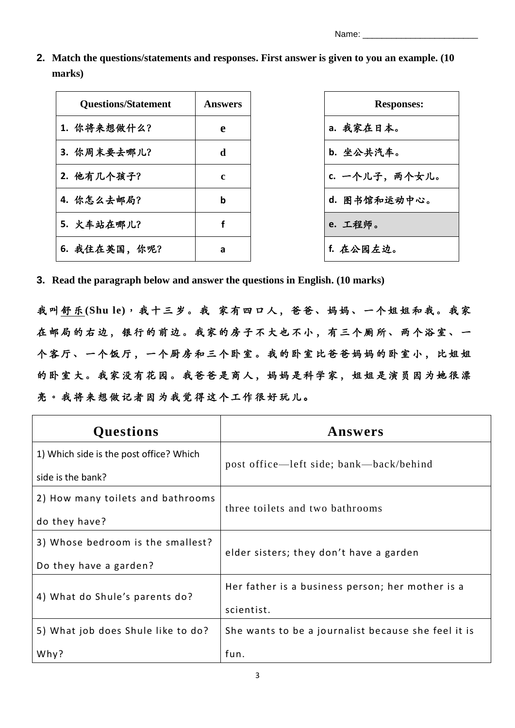Name: ________________________

**2. Match the questions/statements and responses. First answer is given to you an example. (10 marks)**

| Questions/Statement | Answers |
| --- | --- |
| 1. 你将来想做什么? | e |
| 3. 你周末要去哪儿? | d |
| 2. 他有几个孩子? | c |
| 4. 你怎么去邮局? | b |
| 5. 火车站在哪儿? | f |
| 6. 我住在英国，你呢? | a |

| Responses: |
| --- |
| a. 我家在日本。 |
| b. 坐公共汽车。 |
| c. 一个儿子，两个女儿。 |
| d. 图书馆和运动中心。 |
| e. 工程师。 |
| f. 在公园左边。 |

**3. Read the paragraph below and answer the questions in English. (10 marks)**

我叫舒乐(Shu le)，我十三岁。我 家有四口人，爸爸、妈妈、一个姐姐和我。我家在邮局的右边，银行的前边。我家的房子不大也不小，有三个厕所、两个浴室、一个客厅、一个饭厅，一个厨房和三个卧室。我的卧室比爸爸妈妈的卧室小，比姐姐的卧室大。我家没有花园。我爸爸是商人，妈妈是科学家，姐姐是演员因为她很漂亮。我将来想做记者因为我觉得这个工作很好玩儿。

| Questions | Answers |
| --- | --- |
| 1) Which side is the post office? Which side is the bank? | post office—left side; bank—back/behind |
| 2) How many toilets and bathrooms do they have? | three toilets and two bathrooms |
| 3) Whose bedroom is the smallest? Do they have a garden? | elder sisters; they don't have a garden |
| 4) What do Shule's parents do? | Her father is a business person; her mother is a scientist. |
| 5) What job does Shule like to do? Why? | She wants to be a journalist because she feel it is fun. |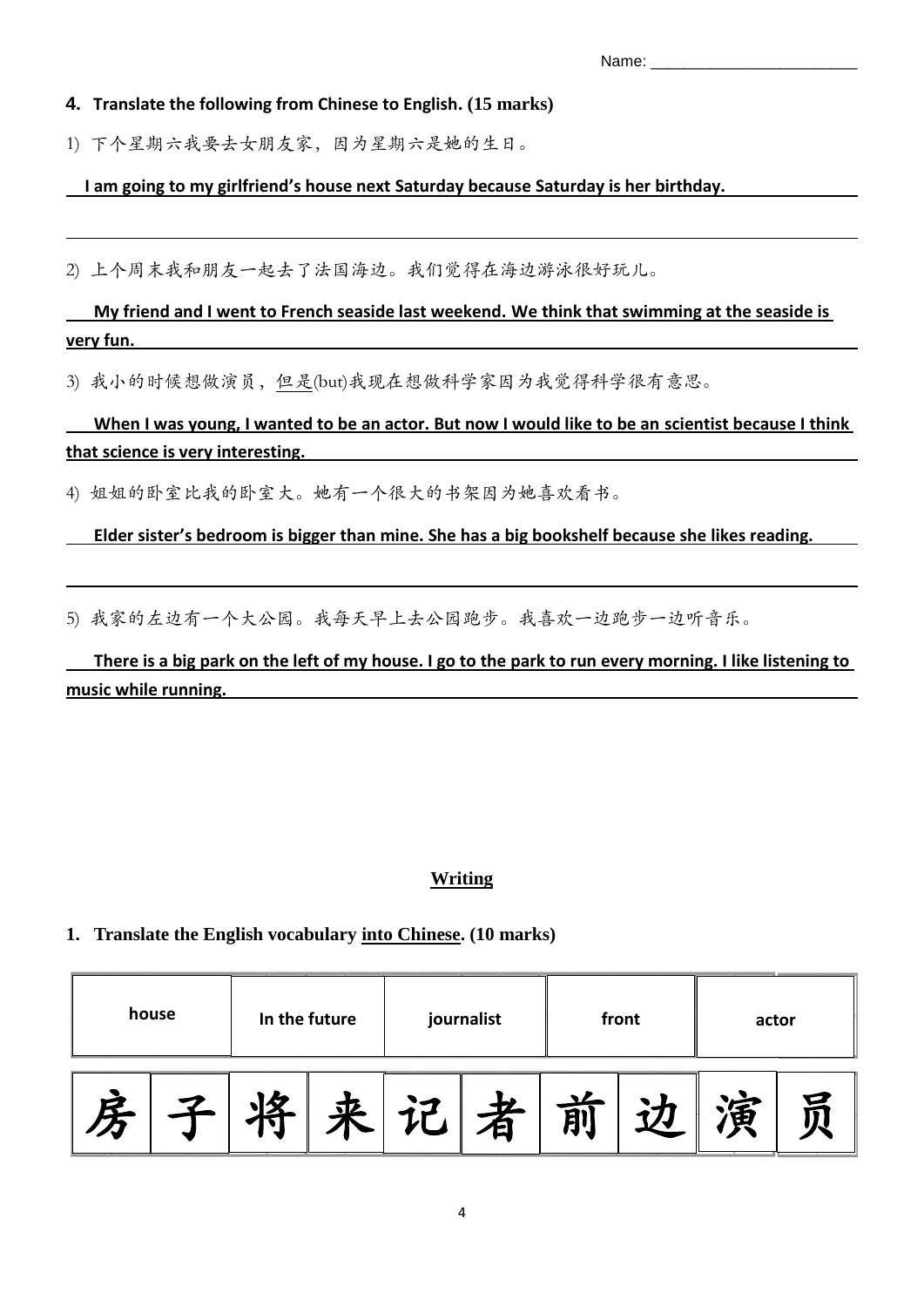Name: ________________________

**4. Translate the following from Chinese to English. (15 marks)**

1) 下个星期六我要去女朋友家，因为星期六是她的生日。

**I am going to my girlfriend's house next Saturday because Saturday is her birthday.**

2) 上个周末我和朋友一起去了法国海边。我们觉得在海边游泳很好玩儿。

**My friend and I went to French seaside last weekend. We think that swimming at the seaside is very fun.**

3) 我小的时候想做演员，但是(but)我现在想做科学家因为我觉得科学很有意思。

**When I was young, I wanted to be an actor. But now I would like to be an scientist because I think that science is very interesting.**

4) 姐姐的卧室比我的卧室大。她有一个很大的书架因为她喜欢看书。

**Elder sister's bedroom is bigger than mine. She has a big bookshelf because she likes reading.**

5) 我家的左边有一个大公园。我每天早上去公园跑步。我喜欢一边跑步一边听音乐。

**There is a big park on the left of my house. I go to the park to run every morning. I like listening to music while running.**

## Writing

**1. Translate the English vocabulary into Chinese. (10 marks)**

| house | | In the future | | journalist | | front | | actor | |
|---|---|---|---|---|---|---|---|---|---|
| 房 | 子 | 将 | 来 | 记 | 者 | 前 | 边 | 演 | 员 |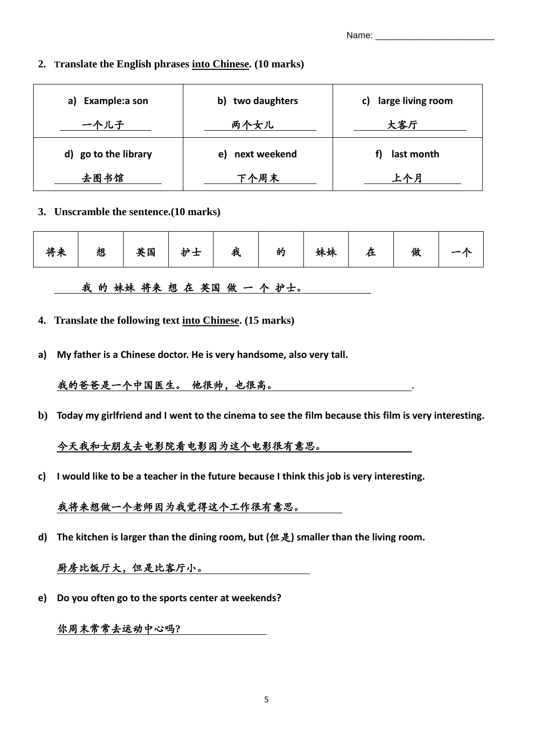Name: ________________________

**2. Translate the English phrases <u>into Chinese</u>. (10 marks)**

| a) Example:a son | b) two daughters | c) large living room |
|---|---|---|
| 一个儿子 | 两个女儿 | 大客厅 |
| **d) go to the library** | **e) next weekend** | **f) last month** |
| 去图书馆 | 下个周末 | 上个月 |

**3. Unscramble the sentence.(10 marks)**

| 将来 | 想 | 英国 | 护士 | 我 | 的 | 妹妹 | 在 | 做 | 一个 |
|---|---|---|---|---|---|---|---|---|---|

我 的 妹妹 将来 想 在 英国 做 一 个 护士。

**4. Translate the following text <u>into Chinese</u>. (15 marks)**

**a) My father is a Chinese doctor. He is very handsome, also very tall.**

我的爸爸是一个中国医生。 他很帅，也很高。.

**b) Today my girlfriend and I went to the cinema to see the film because this film is very interesting.**

今天我和女朋友去电影院看电影因为这个电影很有意思。

**c) I would like to be a teacher in the future because I think this job is very interesting.**

我将来想做一个老师因为我觉得这个工作很有意思。

**d) The kitchen is larger than the dining room, but (但是) smaller than the living room.**

厨房比饭厅大，但是比客厅小。

**e) Do you often go to the sports center at weekends?**

你周末常常去运动中心吗？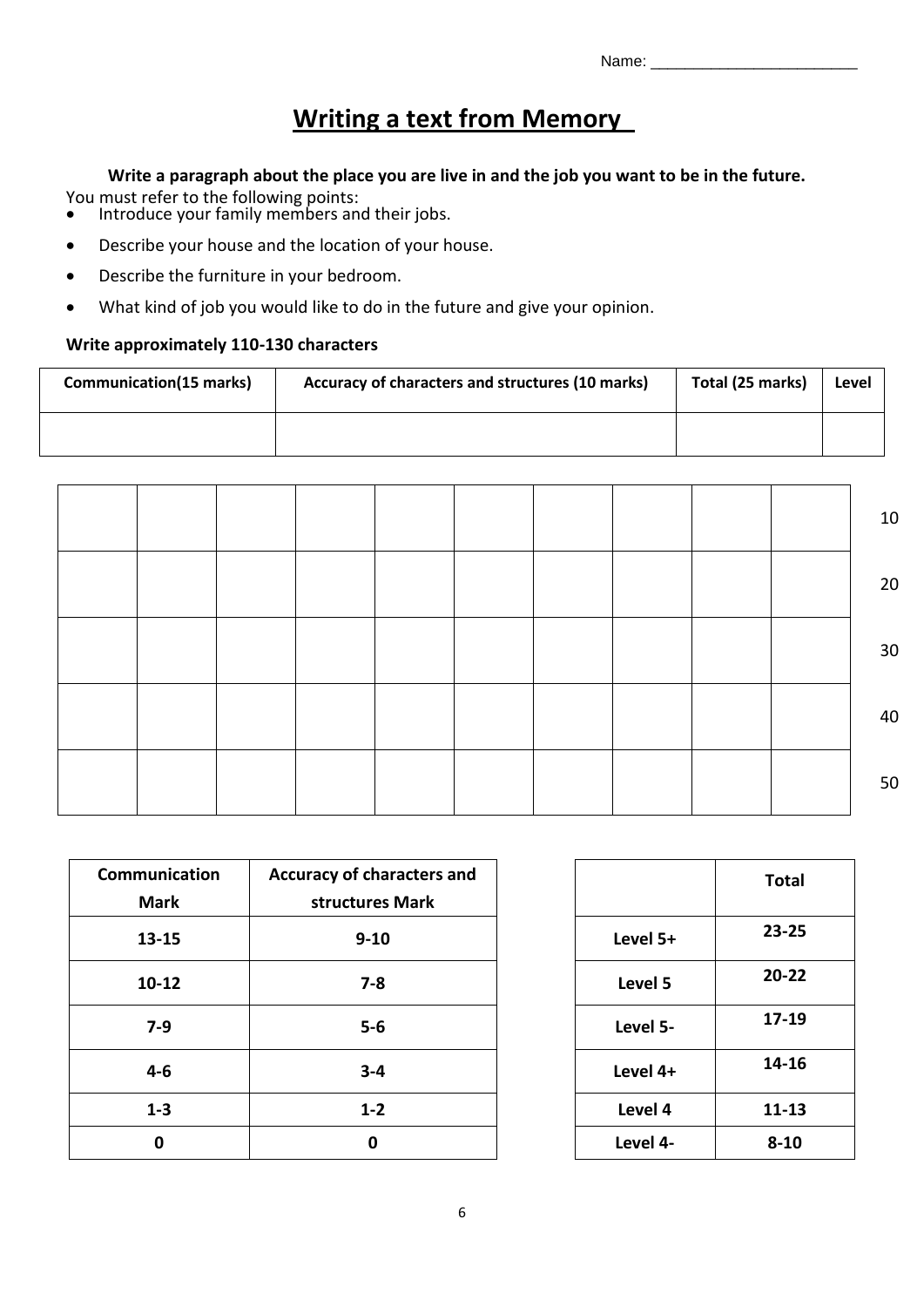Name: ________________________

# Writing a text from Memory

**Write a paragraph about the place you are live in and the job you want to be in the future.**

You must refer to the following points:

- Introduce your family members and their jobs.
- Describe your house and the location of your house.
- Describe the furniture in your bedroom.
- What kind of job you would like to do in the future and give your opinion.

**Write approximately 110-130 characters**

| Communication(15 marks) | Accuracy of characters and structures (10 marks) | Total (25 marks) | Level |
|---|---|---|---|
| | | | |

| | | | | | | | | | | |
|---|---|---|---|---|---|---|---|---|---|---|
| | | | | | | | | | | 10 |
| | | | | | | | | | | 20 |
| | | | | | | | | | | 30 |
| | | | | | | | | | | 40 |
| | | | | | | | | | | 50 |

| Communication Mark | Accuracy of characters and structures Mark |
|---|---|
| 13-15 | 9-10 |
| 10-12 | 7-8 |
| 7-9 | 5-6 |
| 4-6 | 3-4 |
| 1-3 | 1-2 |
| 0 | 0 |

| | Total |
|---|---|
| Level 5+ | 23-25 |
| Level 5 | 20-22 |
| Level 5- | 17-19 |
| Level 4+ | 14-16 |
| Level 4 | 11-13 |
| Level 4- | 8-10 |